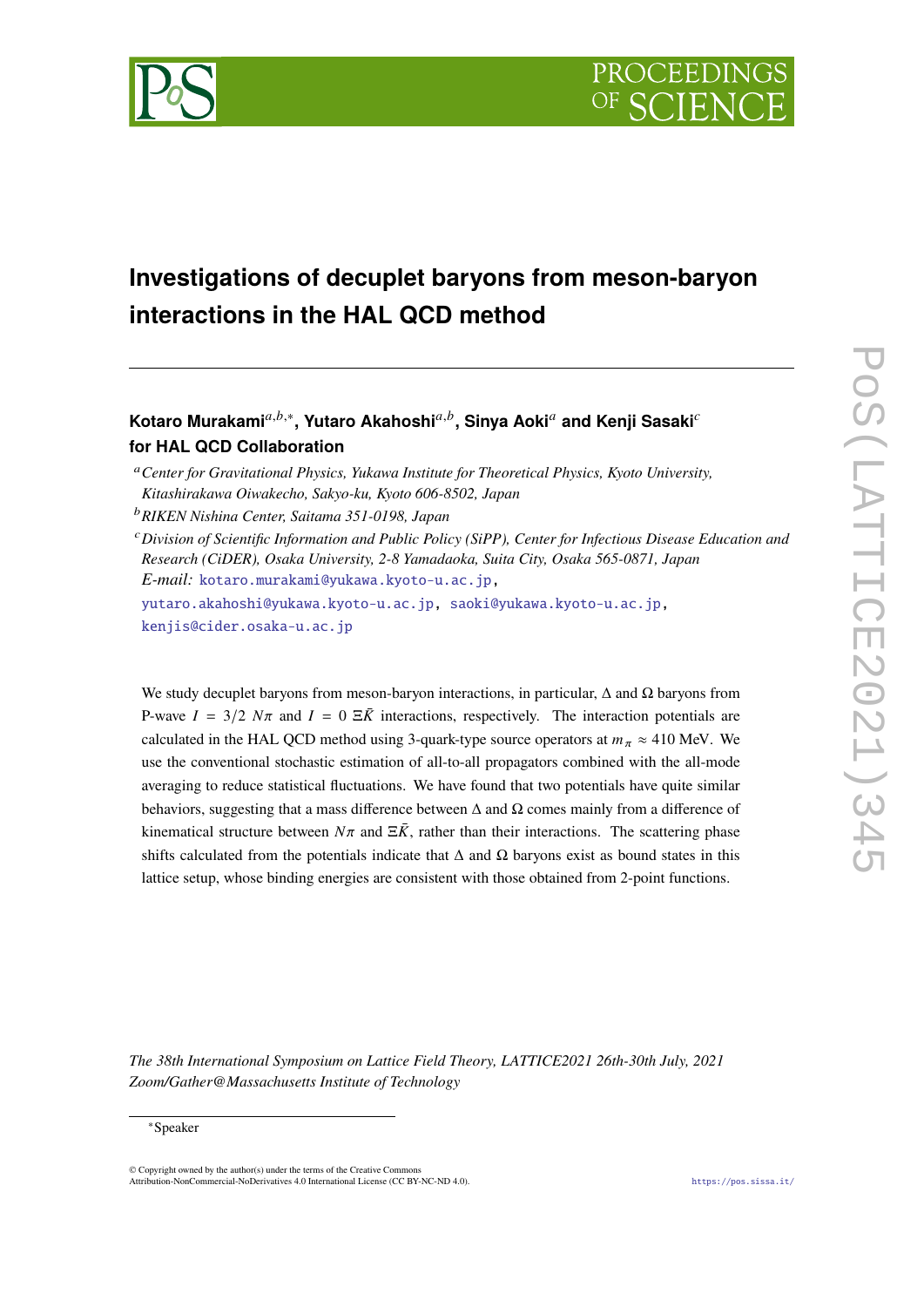# Investigations of decuplet baryons from meson-baryon interactions in the HAL QCD method

**Kotaro Murakami**[a,b,*], **Yutaro Akahoshi**[a,b], **Sinya Aoki**[a] **and Kenji Sasaki**[c]
**for HAL QCD Collaboration**

[a] *Center for Gravitational Physics, Yukawa Institute for Theoretical Physics, Kyoto University, Kitashirakawa Oiwakecho, Sakyo-ku, Kyoto 606-8502, Japan*

[b] *RIKEN Nishina Center, Saitama 351-0198, Japan*

[c] *Division of Scientific Information and Public Policy (SiPP), Center for Infectious Disease Education and Research (CiDER), Osaka University, 2-8 Yamadaoka, Suita City, Osaka 565-0871, Japan*

*E-mail:* kotaro.murakami@yukawa.kyoto-u.ac.jp, yutaro.akahoshi@yukawa.kyoto-u.ac.jp, saoki@yukawa.kyoto-u.ac.jp, kenjis@cider.osaka-u.ac.jp

We study decuplet baryons from meson-baryon interactions, in particular, $\Delta$ and $\Omega$ baryons from P-wave $I = 3/2$ $N\pi$ and $I = 0$ $\Xi\bar{K}$ interactions, respectively. The interaction potentials are calculated in the HAL QCD method using 3-quark-type source operators at $m_\pi \approx 410$ MeV. We use the conventional stochastic estimation of all-to-all propagators combined with the all-mode averaging to reduce statistical fluctuations. We have found that two potentials have quite similar behaviors, suggesting that a mass difference between $\Delta$ and $\Omega$ comes mainly from a difference of kinematical structure between $N\pi$ and $\Xi\bar{K}$, rather than their interactions. The scattering phase shifts calculated from the potentials indicate that $\Delta$ and $\Omega$ baryons exist as bound states in this lattice setup, whose binding energies are consistent with those obtained from 2-point functions.

*The 38th International Symposium on Lattice Field Theory, LATTICE2021 26th-30th July, 2021 Zoom/Gather@Massachusetts Institute of Technology*

*Speaker

© Copyright owned by the author(s) under the terms of the Creative Commons Attribution-NonCommercial-NoDerivatives 4.0 International License (CC BY-NC-ND 4.0).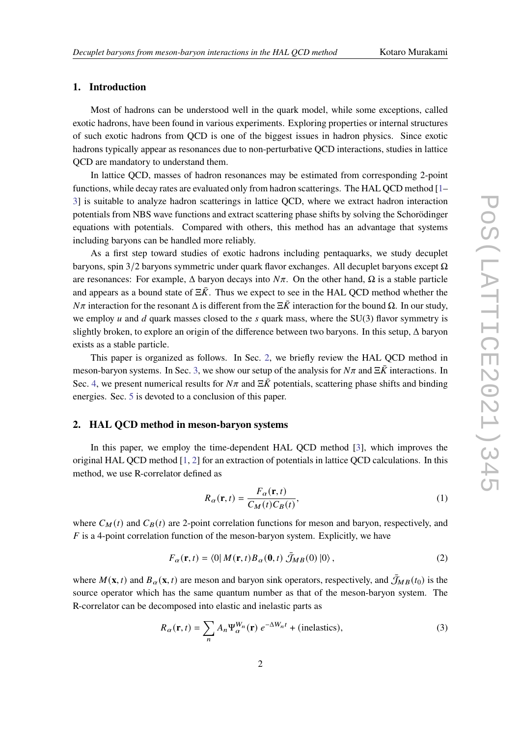## 1. Introduction

Most of hadrons can be understood well in the quark model, while some exceptions, called exotic hadrons, have been found in various experiments. Exploring properties or internal structures of such exotic hadrons from QCD is one of the biggest issues in hadron physics. Since exotic hadrons typically appear as resonances due to non-perturbative QCD interactions, studies in lattice QCD are mandatory to understand them.

In lattice QCD, masses of hadron resonances may be estimated from corresponding 2-point functions, while decay rates are evaluated only from hadron scatterings. The HAL QCD method [1–3] is suitable to analyze hadron scatterings in lattice QCD, where we extract hadron interaction potentials from NBS wave functions and extract scattering phase shifts by solving the Schorödinger equations with potentials. Compared with others, this method has an advantage that systems including baryons can be handled more reliably.

As a first step toward studies of exotic hadrons including pentaquarks, we study decuplet baryons, spin 3/2 baryons symmetric under quark flavor exchanges. All decuplet baryons except $\Omega$ are resonances: For example, $\Delta$ baryon decays into $N\pi$. On the other hand, $\Omega$ is a stable particle and appears as a bound state of $\Xi\bar{K}$. Thus we expect to see in the HAL QCD method whether the $N\pi$ interaction for the resonant $\Delta$ is different from the $\Xi\bar{K}$ interaction for the bound $\Omega$. In our study, we employ $u$ and $d$ quark masses closed to the $s$ quark mass, where the SU(3) flavor symmetry is slightly broken, to explore an origin of the difference between two baryons. In this setup, $\Delta$ baryon exists as a stable particle.

This paper is organized as follows. In Sec. 2, we briefly review the HAL QCD method in meson-baryon systems. In Sec. 3, we show our setup of the analysis for $N\pi$ and $\Xi\bar{K}$ interactions. In Sec. 4, we present numerical results for $N\pi$ and $\Xi\bar{K}$ potentials, scattering phase shifts and binding energies. Sec. 5 is devoted to a conclusion of this paper.

## 2. HAL QCD method in meson-baryon systems

In this paper, we employ the time-dependent HAL QCD method [3], which improves the original HAL QCD method [1, 2] for an extraction of potentials in lattice QCD calculations. In this method, we use R-correlator defined as

$$R_\alpha(\mathbf{r}, t) = \frac{F_\alpha(\mathbf{r}, t)}{C_M(t) C_B(t)}, \tag{1}$$

where $C_M(t)$ and $C_B(t)$ are 2-point correlation functions for meson and baryon, respectively, and $F$ is a 4-point correlation function of the meson-baryon system. Explicitly, we have

$$F_\alpha(\mathbf{r}, t) = \langle 0 | M(\mathbf{r}, t) B_\alpha(\mathbf{0}, t) \, \bar{\mathcal{J}}_{MB}(0) | 0 \rangle, \tag{2}$$

where $M(\mathbf{x}, t)$ and $B_\alpha(\mathbf{x}, t)$ are meson and baryon sink operators, respectively, and $\bar{\mathcal{J}}_{MB}(t_0)$ is the source operator which has the same quantum number as that of the meson-baryon system. The R-correlator can be decomposed into elastic and inelastic parts as

$$R_\alpha(\mathbf{r}, t) = \sum_n A_n \Psi_\alpha^{W_n}(\mathbf{r}) \, e^{-\Delta W_n t} + \text{(inelastics)}, \tag{3}$$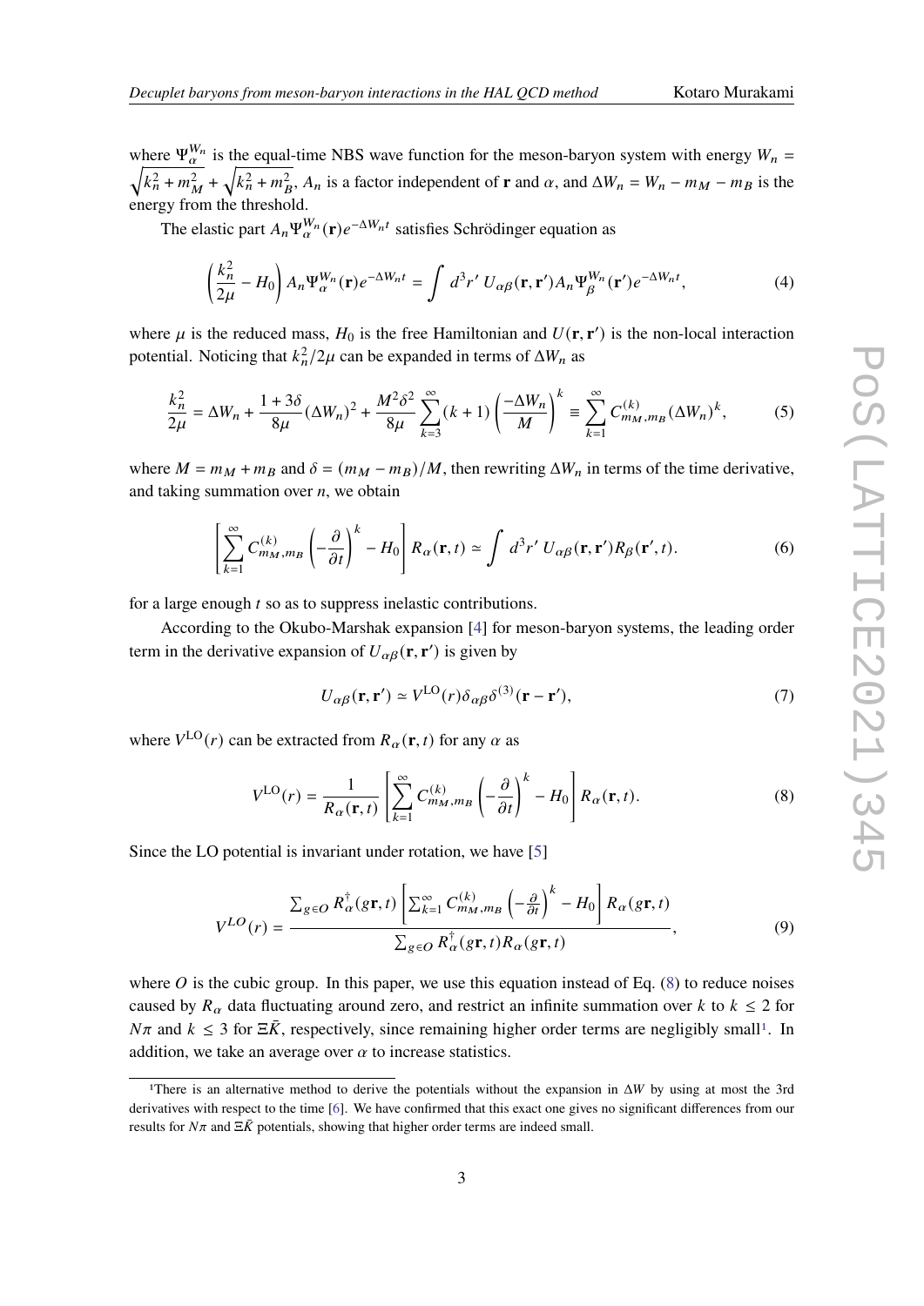where $\Psi_\alpha^{W_n}$ is the equal-time NBS wave function for the meson-baryon system with energy $W_n = \sqrt{k_n^2 + m_M^2} + \sqrt{k_n^2 + m_B^2}$, $A_n$ is a factor independent of $\mathbf{r}$ and $\alpha$, and $\Delta W_n = W_n - m_M - m_B$ is the energy from the threshold.

The elastic part $A_n \Psi_\alpha^{W_n}(\mathbf{r}) e^{-\Delta W_n t}$ satisfies Schrödinger equation as

$$\left(\frac{k_n^2}{2\mu} - H_0\right) A_n \Psi_\alpha^{W_n}(\mathbf{r}) e^{-\Delta W_n t} = \int d^3r' \, U_{\alpha\beta}(\mathbf{r}, \mathbf{r}') A_n \Psi_\beta^{W_n}(\mathbf{r}') e^{-\Delta W_n t}, \tag{4}$$

where $\mu$ is the reduced mass, $H_0$ is the free Hamiltonian and $U(\mathbf{r}, \mathbf{r}')$ is the non-local interaction potential. Noticing that $k_n^2/2\mu$ can be expanded in terms of $\Delta W_n$ as

$$\frac{k_n^2}{2\mu} = \Delta W_n + \frac{1+3\delta}{8\mu}(\Delta W_n)^2 + \frac{M^2\delta^2}{8\mu}\sum_{k=3}^{\infty}(k+1)\left(\frac{-\Delta W_n}{M}\right)^k \equiv \sum_{k=1}^{\infty} C_{m_M, m_B}^{(k)} (\Delta W_n)^k, \tag{5}$$

where $M = m_M + m_B$ and $\delta = (m_M - m_B)/M$, then rewriting $\Delta W_n$ in terms of the time derivative, and taking summation over $n$, we obtain

$$\left[\sum_{k=1}^{\infty} C_{m_M, m_B}^{(k)} \left(-\frac{\partial}{\partial t}\right)^k - H_0\right] R_\alpha(\mathbf{r}, t) \simeq \int d^3r' \, U_{\alpha\beta}(\mathbf{r}, \mathbf{r}') R_\beta(\mathbf{r}', t). \tag{6}$$

for a large enough $t$ so as to suppress inelastic contributions.

According to the Okubo-Marshak expansion [4] for meson-baryon systems, the leading order term in the derivative expansion of $U_{\alpha\beta}(\mathbf{r}, \mathbf{r}')$ is given by

$$U_{\alpha\beta}(\mathbf{r}, \mathbf{r}') \simeq V^{\text{LO}}(r)\delta_{\alpha\beta}\delta^{(3)}(\mathbf{r} - \mathbf{r}'), \tag{7}$$

where $V^{\text{LO}}(r)$ can be extracted from $R_\alpha(\mathbf{r}, t)$ for any $\alpha$ as

$$V^{\text{LO}}(r) = \frac{1}{R_\alpha(\mathbf{r}, t)}\left[\sum_{k=1}^{\infty} C_{m_M, m_B}^{(k)} \left(-\frac{\partial}{\partial t}\right)^k - H_0\right] R_\alpha(\mathbf{r}, t). \tag{8}$$

Since the LO potential is invariant under rotation, we have [5]

$$V^{LO}(r) = \frac{\sum_{g\in O} R_\alpha^\dagger(g\mathbf{r}, t)\left[\sum_{k=1}^{\infty} C_{m_M, m_B}^{(k)} \left(-\frac{\partial}{\partial t}\right)^k - H_0\right] R_\alpha(g\mathbf{r}, t)}{\sum_{g\in O} R_\alpha^\dagger(g\mathbf{r}, t) R_\alpha(g\mathbf{r}, t)}, \tag{9}$$

where $O$ is the cubic group. In this paper, we use this equation instead of Eq. (8) to reduce noises caused by $R_\alpha$ data fluctuating around zero, and restrict an infinite summation over $k$ to $k \leq 2$ for $N\pi$ and $k \leq 3$ for $\Xi\bar{K}$, respectively, since remaining higher order terms are negligibly small[1]. In addition, we take an average over $\alpha$ to increase statistics.

[1]There is an alternative method to derive the potentials without the expansion in $\Delta W$ by using at most the 3rd derivatives with respect to the time [6]. We have confirmed that this exact one gives no significant differences from our results for $N\pi$ and $\Xi\bar{K}$ potentials, showing that higher order terms are indeed small.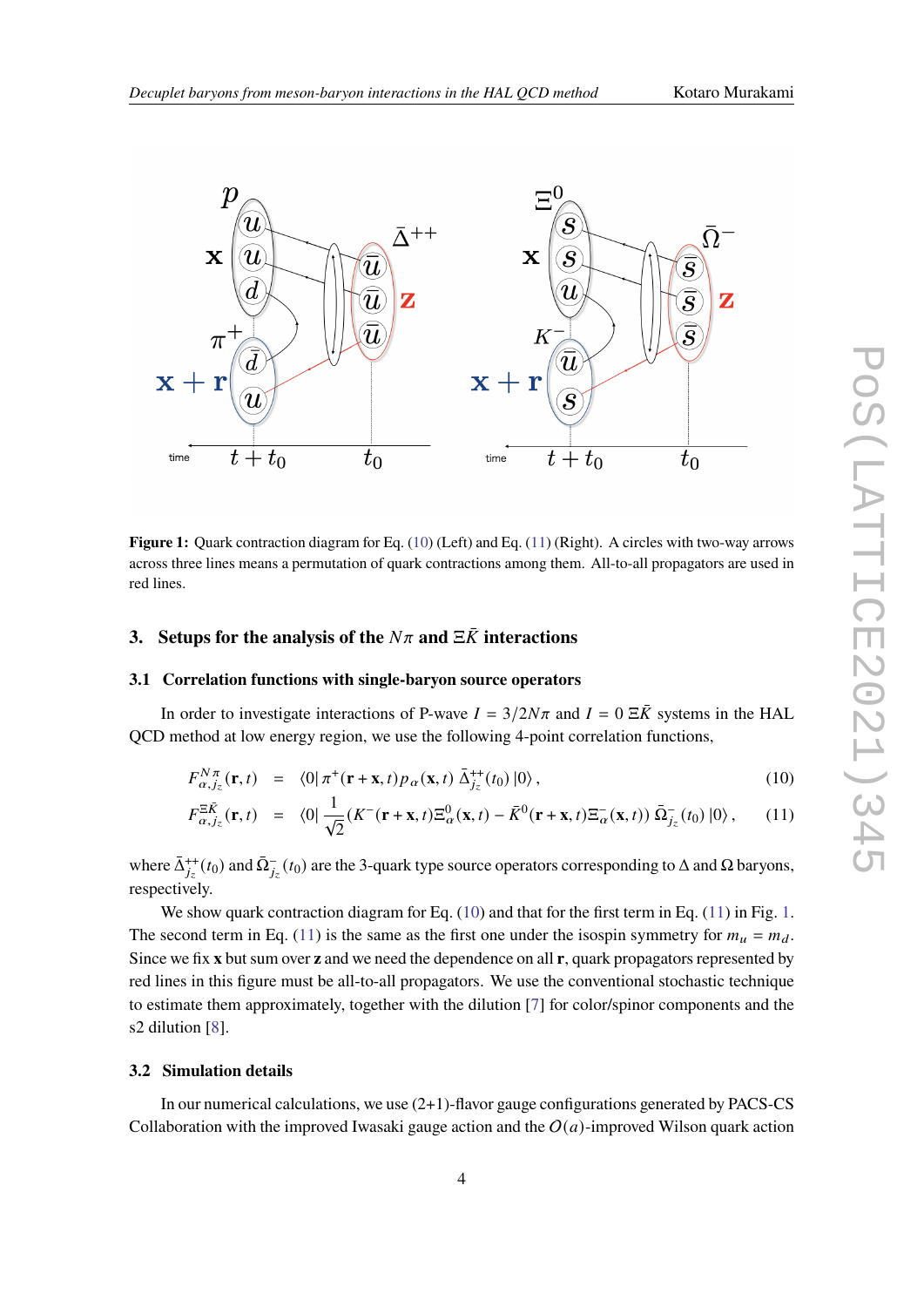**Figure 1:** Quark contraction diagram for Eq. (10) (Left) and Eq. (11) (Right). A circles with two-way arrows across three lines means a permutation of quark contractions among them. All-to-all propagators are used in red lines.

## 3. Setups for the analysis of the $N\pi$ and $\Xi\bar{K}$ interactions

### 3.1 Correlation functions with single-baryon source operators

In order to investigate interactions of P-wave $I = 3/2 N\pi$ and $I = 0\ \Xi\bar{K}$ systems in the HAL QCD method at low energy region, we use the following 4-point correlation functions,

$$F^{N\pi}_{\alpha,j_z}(\mathbf{r},t) = \langle 0|\,\pi^+(\mathbf{r}+\mathbf{x},t)p_\alpha(\mathbf{x},t)\,\bar{\Delta}^{++}_{j_z}(t_0)\,|0\rangle\,, \tag{10}$$

$$F^{\Xi\bar{K}}_{\alpha,j_z}(\mathbf{r},t) = \langle 0|\,\frac{1}{\sqrt{2}}(K^-(\mathbf{r}+\mathbf{x},t)\Xi^0_\alpha(\mathbf{x},t) - \bar{K}^0(\mathbf{r}+\mathbf{x},t)\Xi^-_\alpha(\mathbf{x},t))\,\bar{\Omega}^-_{j_z}(t_0)\,|0\rangle\,, \tag{11}$$

where $\bar{\Delta}^{++}_{j_z}(t_0)$ and $\bar{\Omega}^-_{j_z}(t_0)$ are the 3-quark type source operators corresponding to $\Delta$ and $\Omega$ baryons, respectively.

We show quark contraction diagram for Eq. (10) and that for the first term in Eq. (11) in Fig. 1. The second term in Eq. (11) is the same as the first one under the isospin symmetry for $m_u = m_d$. Since we fix $\mathbf{x}$ but sum over $\mathbf{z}$ and we need the dependence on all $\mathbf{r}$, quark propagators represented by red lines in this figure must be all-to-all propagators. We use the conventional stochastic technique to estimate them approximately, together with the dilution [7] for color/spinor components and the s2 dilution [8].

### 3.2 Simulation details

In our numerical calculations, we use (2+1)-flavor gauge configurations generated by PACS-CS Collaboration with the improved Iwasaki gauge action and the $O(a)$-improved Wilson quark action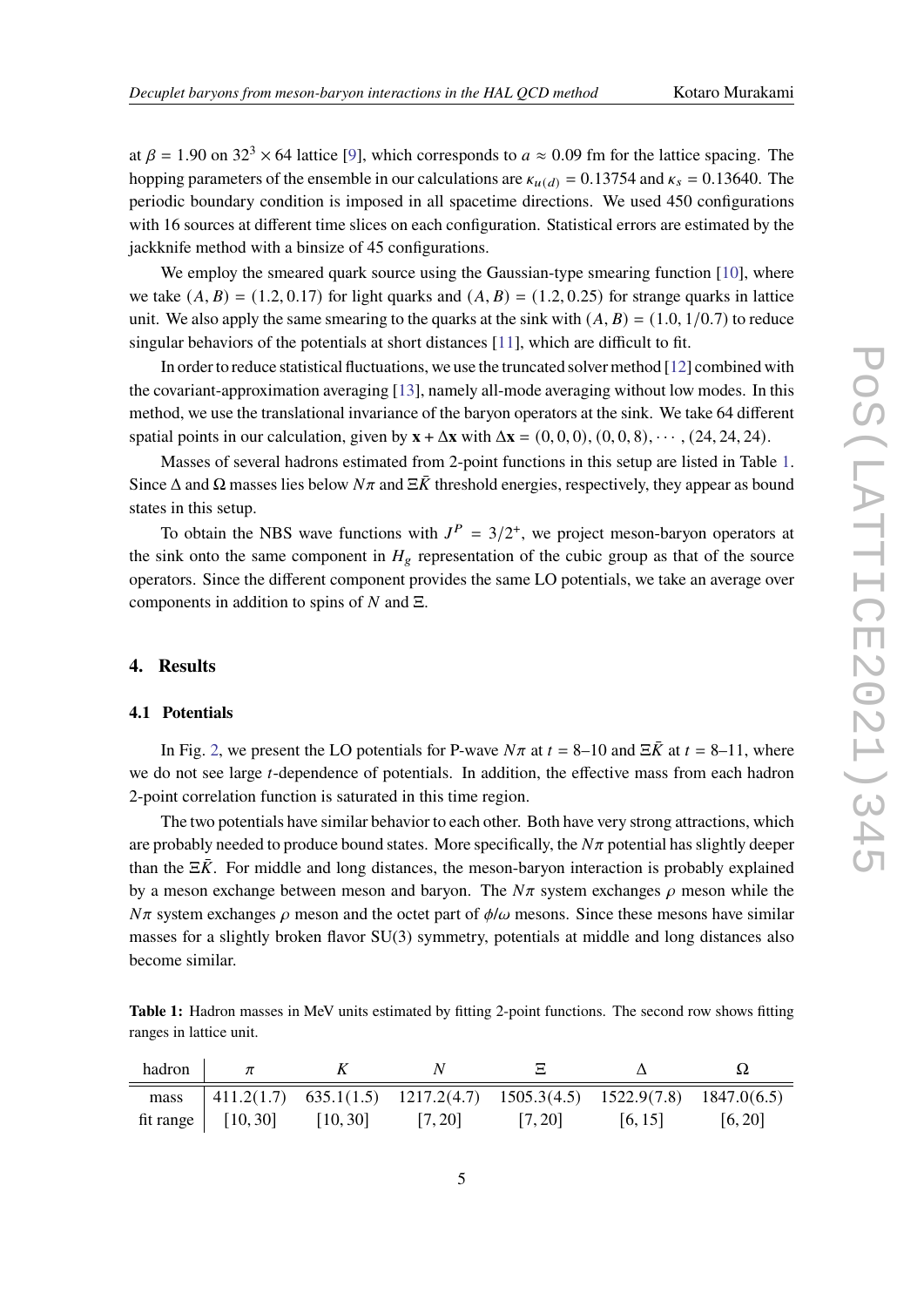at $\beta = 1.90$ on $32^3 \times 64$ lattice [9], which corresponds to $a \approx 0.09$ fm for the lattice spacing. The hopping parameters of the ensemble in our calculations are $\kappa_{u(d)} = 0.13754$ and $\kappa_s = 0.13640$. The periodic boundary condition is imposed in all spacetime directions. We used 450 configurations with 16 sources at different time slices on each configuration. Statistical errors are estimated by the jackknife method with a binsize of 45 configurations.

We employ the smeared quark source using the Gaussian-type smearing function [10], where we take $(A, B) = (1.2, 0.17)$ for light quarks and $(A, B) = (1.2, 0.25)$ for strange quarks in lattice unit. We also apply the same smearing to the quarks at the sink with $(A, B) = (1.0, 1/0.7)$ to reduce singular behaviors of the potentials at short distances [11], which are difficult to fit.

In order to reduce statistical fluctuations, we use the truncated solver method [12] combined with the covariant-approximation averaging [13], namely all-mode averaging without low modes. In this method, we use the translational invariance of the baryon operators at the sink. We take 64 different spatial points in our calculation, given by $\mathbf{x} + \Delta\mathbf{x}$ with $\Delta\mathbf{x} = (0, 0, 0), (0, 0, 8), \cdots, (24, 24, 24)$.

Masses of several hadrons estimated from 2-point functions in this setup are listed in Table 1. Since $\Delta$ and $\Omega$ masses lies below $N\pi$ and $\Xi\bar{K}$ threshold energies, respectively, they appear as bound states in this setup.

To obtain the NBS wave functions with $J^P = 3/2^+$, we project meson-baryon operators at the sink onto the same component in $H_g$ representation of the cubic group as that of the source operators. Since the different component provides the same LO potentials, we take an average over components in addition to spins of $N$ and $\Xi$.

## 4. Results

### 4.1 Potentials

In Fig. 2, we present the LO potentials for P-wave $N\pi$ at $t = 8$–$10$ and $\Xi\bar{K}$ at $t = 8$–$11$, where we do not see large $t$-dependence of potentials. In addition, the effective mass from each hadron 2-point correlation function is saturated in this time region.

The two potentials have similar behavior to each other. Both have very strong attractions, which are probably needed to produce bound states. More specifically, the $N\pi$ potential has slightly deeper than the $\Xi\bar{K}$. For middle and long distances, the meson-baryon interaction is probably explained by a meson exchange between meson and baryon. The $N\pi$ system exchanges $\rho$ meson while the $N\pi$ system exchanges $\rho$ meson and the octet part of $\phi/\omega$ mesons. Since these mesons have similar masses for a slightly broken flavor SU(3) symmetry, potentials at middle and long distances also become similar.

**Table 1:** Hadron masses in MeV units estimated by fitting 2-point functions. The second row shows fitting ranges in lattice unit.

| hadron | $\pi$ | $K$ | $N$ | $\Xi$ | $\Delta$ | $\Omega$ |
|---|---|---|---|---|---|---|
| mass | 411.2(1.7) | 635.1(1.5) | 1217.2(4.7) | 1505.3(4.5) | 1522.9(7.8) | 1847.0(6.5) |
| fit range | [10, 30] | [10, 30] | [7, 20] | [7, 20] | [6, 15] | [6, 20] |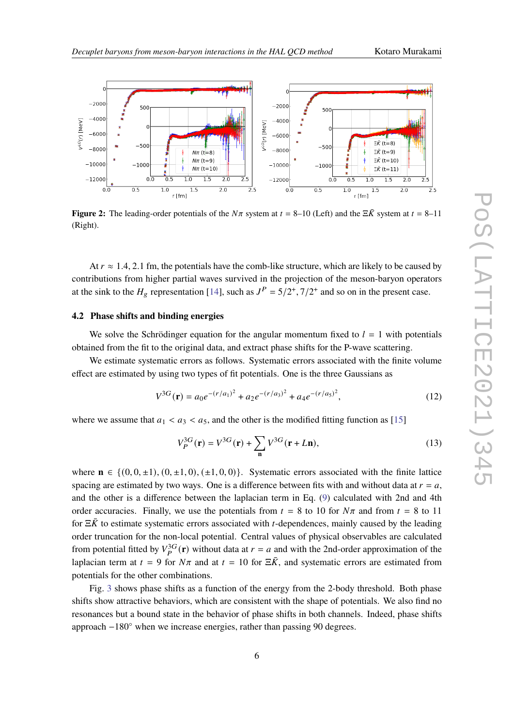0
−2000
−4000
−6000
−8000
−10000
−12000
$V^{LO}(r)$ [MeV]
0.0 0.5 1.0 1.5 2.0 2.5
r [fm]
500
0
−500
−1000
0.0 0.5 1.0 1.5 2.0 2.5
$N\pi$ (t=8)
$N\pi$ (t=9)
$N\pi$ (t=10)

0
−2000
−4000
−6000
−8000
−10000
−12000
$V^{LO}(r)$ [MeV]
0.0 0.5 1.0 1.5 2.0 2.5
r [fm]
500
0
−500
−1000
0.0 0.5 1.0 1.5 2.0 2.5
$\Xi\bar{K}$ (t=8)
$\Xi\bar{K}$ (t=9)
$\Xi\bar{K}$ (t=10)
$\Xi\bar{K}$ (t=11)

**Figure 2:** The leading-order potentials of the $N\pi$ system at $t$ = 8–10 (Left) and the $\Xi\bar{K}$ system at $t$ = 8–11 (Right).

At $r \approx 1.4, 2.1$ fm, the potentials have the comb-like structure, which are likely to be caused by contributions from higher partial waves survived in the projection of the meson-baryon operators at the sink to the $H_g$ representation [14], such as $J^P = 5/2^+, 7/2^+$ and so on in the present case.

### 4.2 Phase shifts and binding energies

We solve the Schrödinger equation for the angular momentum fixed to $l = 1$ with potentials obtained from the fit to the original data, and extract phase shifts for the P-wave scattering.

We estimate systematic errors as follows. Systematic errors associated with the finite volume effect are estimated by using two types of fit potentials. One is the three Gaussians as

$$V^{3G}(\mathbf{r}) = a_0 e^{-(r/a_1)^2} + a_2 e^{-(r/a_3)^2} + a_4 e^{-(r/a_5)^2}, \tag{12}$$

where we assume that $a_1 < a_3 < a_5$, and the other is the modified fitting function as [15]

$$V_P^{3G}(\mathbf{r}) = V^{3G}(\mathbf{r}) + \sum_{\mathbf{n}} V^{3G}(\mathbf{r} + L\mathbf{n}), \tag{13}$$

where $\mathbf{n} \in \{(0,0,\pm1), (0,\pm1,0), (\pm1,0,0)\}$. Systematic errors associated with the finite lattice spacing are estimated by two ways. One is a difference between fits with and without data at $r = a$, and the other is a difference between the laplacian term in Eq. (9) calculated with 2nd and 4th order accuracies. Finally, we use the potentials from $t = 8$ to 10 for $N\pi$ and from $t = 8$ to 11 for $\Xi\bar{K}$ to estimate systematic errors associated with $t$-dependences, mainly caused by the leading order truncation for the non-local potential. Central values of physical observables are calculated from potential fitted by $V_P^{3G}(\mathbf{r})$ without data at $r = a$ and with the 2nd-order approximation of the laplacian term at $t = 9$ for $N\pi$ and at $t = 10$ for $\Xi\bar{K}$, and systematic errors are estimated from potentials for the other combinations.

Fig. 3 shows phase shifts as a function of the energy from the 2-body threshold. Both phase shifts show attractive behaviors, which are consistent with the shape of potentials. We also find no resonances but a bound state in the behavior of phase shifts in both channels. Indeed, phase shifts approach $-180^\circ$ when we increase energies, rather than passing 90 degrees.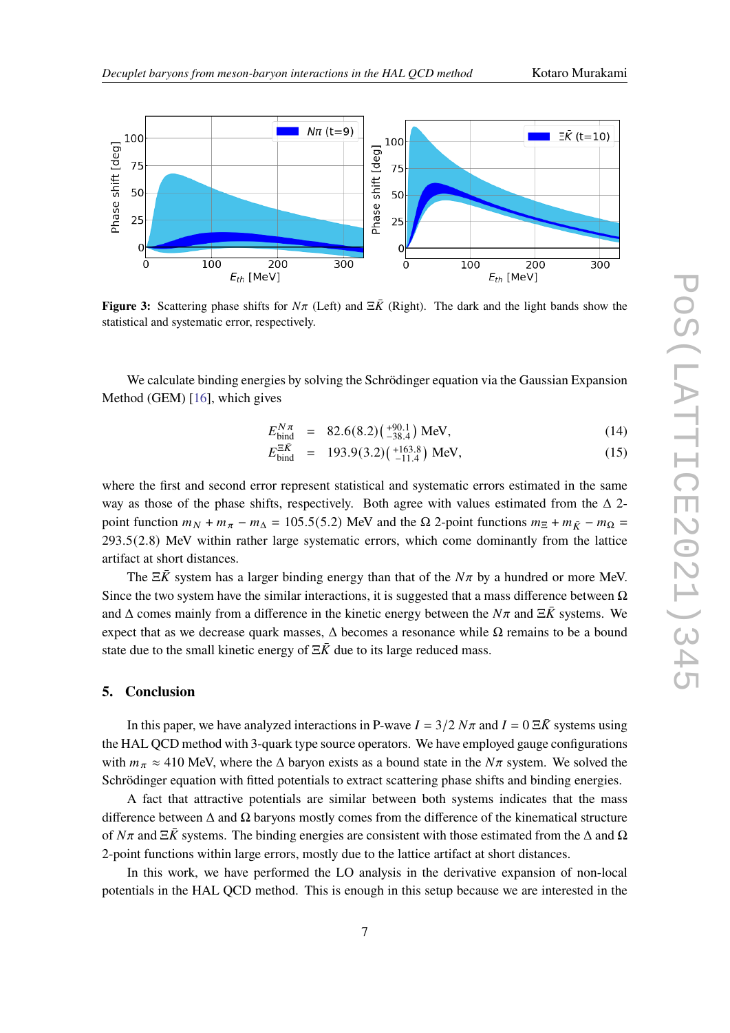Phase shift [deg]

100

75

50

25

0

0 100 200 300

$E_{th}$ [MeV]

$N\pi$ (t=9)

Phase shift [deg]

100

75

50

25

0

0 100 200 300

$E_{th}$ [MeV]

$\Xi\bar{K}$ (t=10)

**Figure 3:** Scattering phase shifts for $N\pi$ (Left) and $\Xi\bar{K}$ (Right). The dark and the light bands show the statistical and systematic error, respectively.

We calculate binding energies by solving the Schrödinger equation via the Gaussian Expansion Method (GEM) [16], which gives

$$E_{\text{bind}}^{N\pi} = 82.6(8.2)\left(^{+90.1}_{-38.4}\right) \text{ MeV}, \tag{14}$$

$$E_{\text{bind}}^{\Xi\bar{K}} = 193.9(3.2)\left(^{+163.8}_{-11.4}\right) \text{ MeV}, \tag{15}$$

where the first and second error represent statistical and systematic errors estimated in the same way as those of the phase shifts, respectively. Both agree with values estimated from the $\Delta$ 2-point function $m_N + m_\pi - m_\Delta = 105.5(5.2)$ MeV and the $\Omega$ 2-point functions $m_\Xi + m_{\bar{K}} - m_\Omega = 293.5(2.8)$ MeV within rather large systematic errors, which come dominantly from the lattice artifact at short distances.

The $\Xi\bar{K}$ system has a larger binding energy than that of the $N\pi$ by a hundred or more MeV. Since the two system have the similar interactions, it is suggested that a mass difference between $\Omega$ and $\Delta$ comes mainly from a difference in the kinetic energy between the $N\pi$ and $\Xi\bar{K}$ systems. We expect that as we decrease quark masses, $\Delta$ becomes a resonance while $\Omega$ remains to be a bound state due to the small kinetic energy of $\Xi\bar{K}$ due to its large reduced mass.

## 5. Conclusion

In this paper, we have analyzed interactions in P-wave $I = 3/2$ $N\pi$ and $I = 0$ $\Xi\bar{K}$ systems using the HAL QCD method with 3-quark type source operators. We have employed gauge configurations with $m_\pi \approx 410$ MeV, where the $\Delta$ baryon exists as a bound state in the $N\pi$ system. We solved the Schrödinger equation with fitted potentials to extract scattering phase shifts and binding energies.

A fact that attractive potentials are similar between both systems indicates that the mass difference between $\Delta$ and $\Omega$ baryons mostly comes from the difference of the kinematical structure of $N\pi$ and $\Xi\bar{K}$ systems. The binding energies are consistent with those estimated from the $\Delta$ and $\Omega$ 2-point functions within large errors, mostly due to the lattice artifact at short distances.

In this work, we have performed the LO analysis in the derivative expansion of non-local potentials in the HAL QCD method. This is enough in this setup because we are interested in the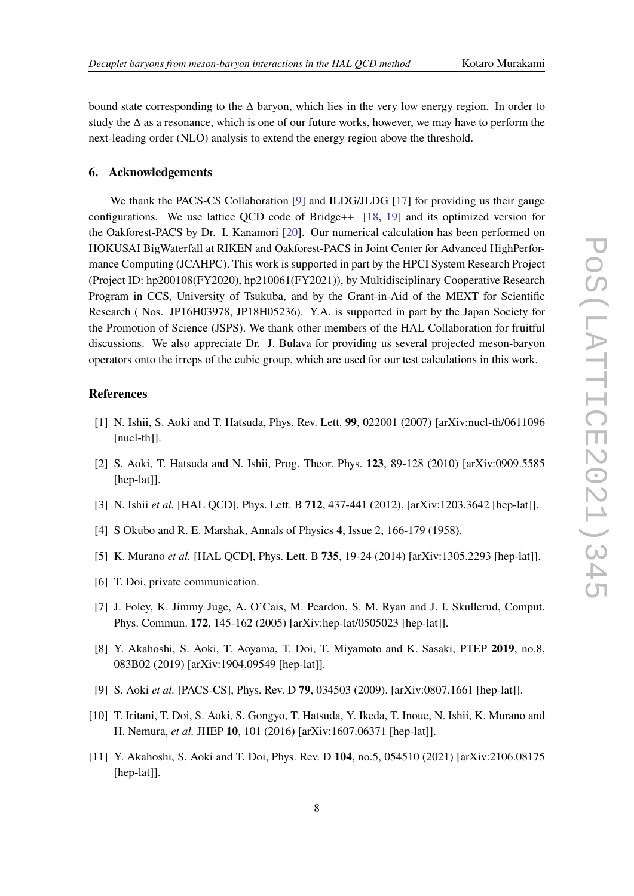bound state corresponding to the $\Delta$ baryon, which lies in the very low energy region. In order to study the $\Delta$ as a resonance, which is one of our future works, however, we may have to perform the next-leading order (NLO) analysis to extend the energy region above the threshold.

## 6. Acknowledgements

We thank the PACS-CS Collaboration [9] and ILDG/JLDG [17] for providing us their gauge configurations. We use lattice QCD code of Bridge++ [18, 19] and its optimized version for the Oakforest-PACS by Dr. I. Kanamori [20]. Our numerical calculation has been performed on HOKUSAI BigWaterfall at RIKEN and Oakforest-PACS in Joint Center for Advanced HighPerformance Computing (JCAHPC). This work is supported in part by the HPCI System Research Project (Project ID: hp200108(FY2020), hp210061(FY2021)), by Multidisciplinary Cooperative Research Program in CCS, University of Tsukuba, and by the Grant-in-Aid of the MEXT for Scientific Research ( Nos. JP16H03978, JP18H05236). Y.A. is supported in part by the Japan Society for the Promotion of Science (JSPS). We thank other members of the HAL Collaboration for fruitful discussions. We also appreciate Dr. J. Bulava for providing us several projected meson-baryon operators onto the irreps of the cubic group, which are used for our test calculations in this work.

## References

[1] N. Ishii, S. Aoki and T. Hatsuda, Phys. Rev. Lett. **99**, 022001 (2007) [arXiv:nucl-th/0611096 [nucl-th]].

[2] S. Aoki, T. Hatsuda and N. Ishii, Prog. Theor. Phys. **123**, 89-128 (2010) [arXiv:0909.5585 [hep-lat]].

[3] N. Ishii *et al.* [HAL QCD], Phys. Lett. B **712**, 437-441 (2012). [arXiv:1203.3642 [hep-lat]].

[4] S Okubo and R. E. Marshak, Annals of Physics **4**, Issue 2, 166-179 (1958).

[5] K. Murano *et al.* [HAL QCD], Phys. Lett. B **735**, 19-24 (2014) [arXiv:1305.2293 [hep-lat]].

[6] T. Doi, private communication.

[7] J. Foley, K. Jimmy Juge, A. O'Cais, M. Peardon, S. M. Ryan and J. I. Skullerud, Comput. Phys. Commun. **172**, 145-162 (2005) [arXiv:hep-lat/0505023 [hep-lat]].

[8] Y. Akahoshi, S. Aoki, T. Aoyama, T. Doi, T. Miyamoto and K. Sasaki, PTEP **2019**, no.8, 083B02 (2019) [arXiv:1904.09549 [hep-lat]].

[9] S. Aoki *et al.* [PACS-CS], Phys. Rev. D **79**, 034503 (2009). [arXiv:0807.1661 [hep-lat]].

[10] T. Iritani, T. Doi, S. Aoki, S. Gongyo, T. Hatsuda, Y. Ikeda, T. Inoue, N. Ishii, K. Murano and H. Nemura, *et al.* JHEP **10**, 101 (2016) [arXiv:1607.06371 [hep-lat]].

[11] Y. Akahoshi, S. Aoki and T. Doi, Phys. Rev. D **104**, no.5, 054510 (2021) [arXiv:2106.08175 [hep-lat]].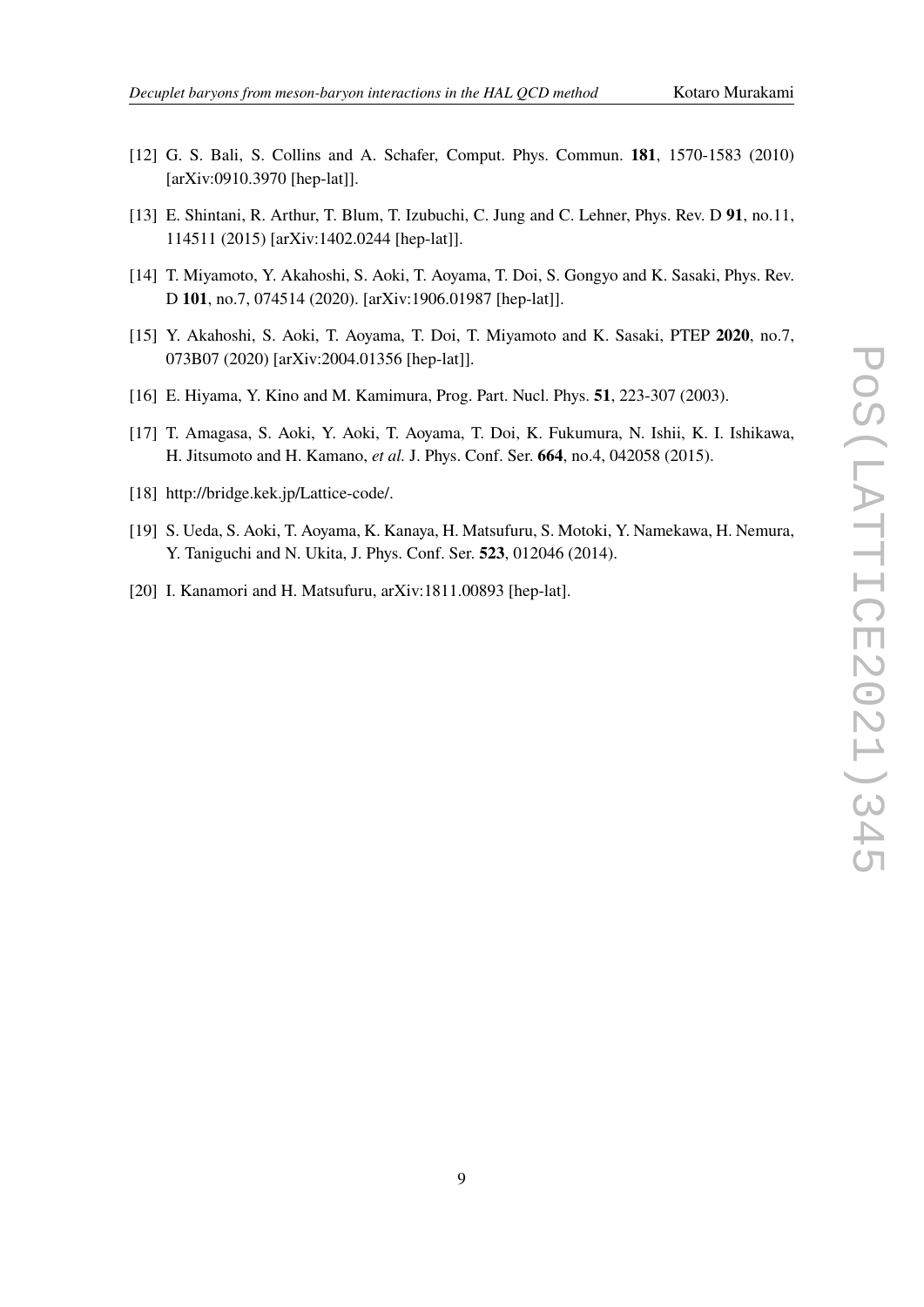[12] G. S. Bali, S. Collins and A. Schafer, Comput. Phys. Commun. **181**, 1570-1583 (2010) [arXiv:0910.3970 [hep-lat]].

[13] E. Shintani, R. Arthur, T. Blum, T. Izubuchi, C. Jung and C. Lehner, Phys. Rev. D **91**, no.11, 114511 (2015) [arXiv:1402.0244 [hep-lat]].

[14] T. Miyamoto, Y. Akahoshi, S. Aoki, T. Aoyama, T. Doi, S. Gongyo and K. Sasaki, Phys. Rev. D **101**, no.7, 074514 (2020). [arXiv:1906.01987 [hep-lat]].

[15] Y. Akahoshi, S. Aoki, T. Aoyama, T. Doi, T. Miyamoto and K. Sasaki, PTEP **2020**, no.7, 073B07 (2020) [arXiv:2004.01356 [hep-lat]].

[16] E. Hiyama, Y. Kino and M. Kamimura, Prog. Part. Nucl. Phys. **51**, 223-307 (2003).

[17] T. Amagasa, S. Aoki, Y. Aoki, T. Aoyama, T. Doi, K. Fukumura, N. Ishii, K. I. Ishikawa, H. Jitsumoto and H. Kamano, *et al.* J. Phys. Conf. Ser. **664**, no.4, 042058 (2015).

[18] http://bridge.kek.jp/Lattice-code/.

[19] S. Ueda, S. Aoki, T. Aoyama, K. Kanaya, H. Matsufuru, S. Motoki, Y. Namekawa, H. Nemura, Y. Taniguchi and N. Ukita, J. Phys. Conf. Ser. **523**, 012046 (2014).

[20] I. Kanamori and H. Matsufuru, arXiv:1811.00893 [hep-lat].